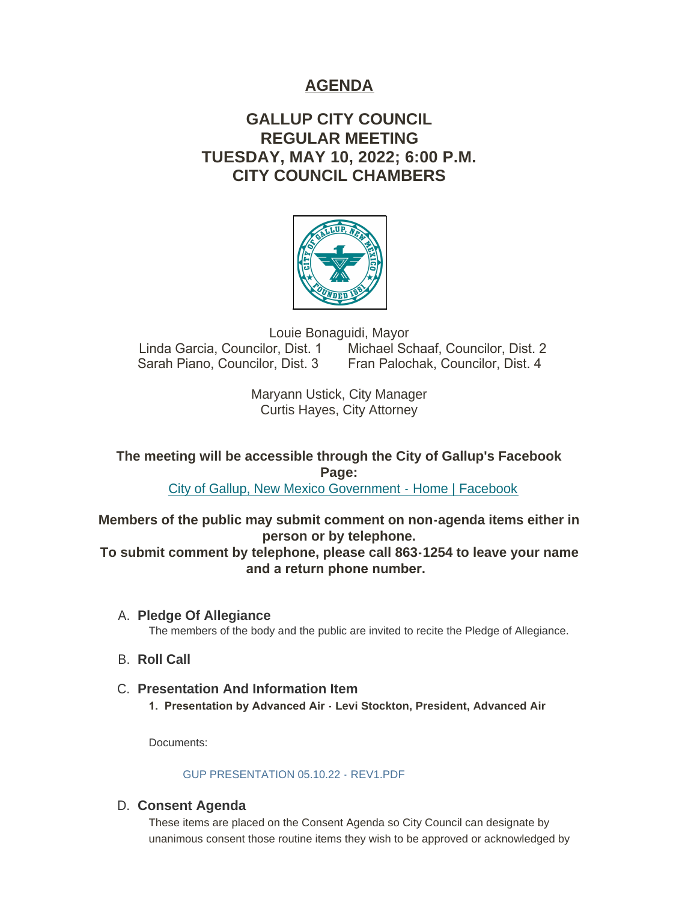# AGENDA

## GALLUP CITY COUNCIL
## REGULAR MEETING
## TUESDAY, MAY 10, 2022; 6:00 P.M.
## CITY COUNCIL CHAMBERS

Louie Bonaguidi, Mayor
Linda Garcia, Councilor, Dist. 1 Michael Schaaf, Councilor, Dist. 2
Sarah Piano, Councilor, Dist. 3 Fran Palochak, Councilor, Dist. 4

Maryann Ustick, City Manager
Curtis Hayes, City Attorney

**The meeting will be accessible through the City of Gallup's Facebook Page:**
City of Gallup, New Mexico Government - Home | Facebook

**Members of the public may submit comment on non-agenda items either in person or by telephone.**
**To submit comment by telephone, please call 863-1254 to leave your name and a return phone number.**

A. **Pledge Of Allegiance**
The members of the body and the public are invited to recite the Pledge of Allegiance.

B. **Roll Call**

C. **Presentation And Information Item**
1. **Presentation by Advanced Air - Levi Stockton, President, Advanced Air**

Documents:

GUP PRESENTATION 05.10.22 - REV1.PDF

D. **Consent Agenda**
These items are placed on the Consent Agenda so City Council can designate by unanimous consent those routine items they wish to be approved or acknowledged by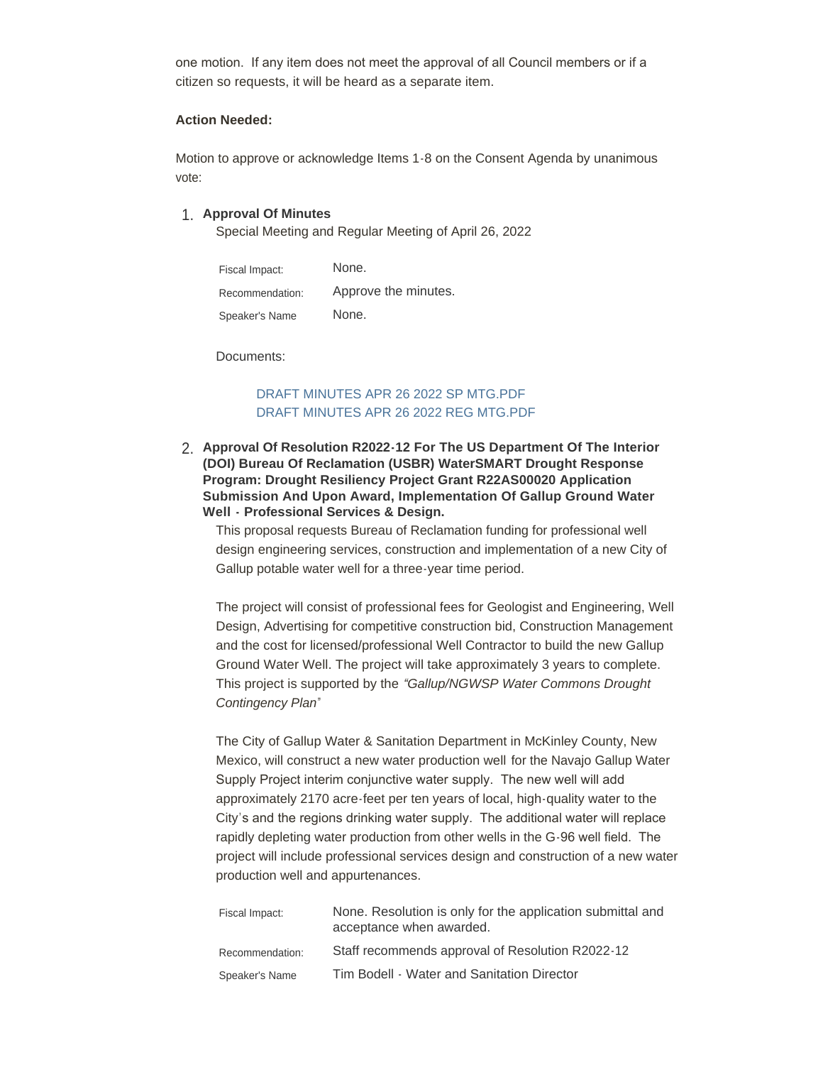one motion. If any item does not meet the approval of all Council members or if a citizen so requests, it will be heard as a separate item.

**Action Needed:**

Motion to approve or acknowledge Items 1-8 on the Consent Agenda by unanimous vote:

1. **Approval Of Minutes**

   Special Meeting and Regular Meeting of April 26, 2022

   | | |
   |---|---|
   | Fiscal Impact: | None. |
   | Recommendation: | Approve the minutes. |
   | Speaker's Name | None. |

   Documents:

   DRAFT MINUTES APR 26 2022 SP MTG.PDF
   DRAFT MINUTES APR 26 2022 REG MTG.PDF

2. **Approval Of Resolution R2022-12 For The US Department Of The Interior (DOI) Bureau Of Reclamation (USBR) WaterSMART Drought Response Program: Drought Resiliency Project Grant R22AS00020 Application Submission And Upon Award, Implementation Of Gallup Ground Water Well - Professional Services & Design.**

   This proposal requests Bureau of Reclamation funding for professional well design engineering services, construction and implementation of a new City of Gallup potable water well for a three-year time period.

   The project will consist of professional fees for Geologist and Engineering, Well Design, Advertising for competitive construction bid, Construction Management and the cost for licensed/professional Well Contractor to build the new Gallup Ground Water Well. The project will take approximately 3 years to complete. This project is supported by the *"Gallup/NGWSP Water Commons Drought Contingency Plan"*

   The City of Gallup Water & Sanitation Department in McKinley County, New Mexico, will construct a new water production well for the Navajo Gallup Water Supply Project interim conjunctive water supply. The new well will add approximately 2170 acre-feet per ten years of local, high-quality water to the City's and the regions drinking water supply. The additional water will replace rapidly depleting water production from other wells in the G-96 well field. The project will include professional services design and construction of a new water production well and appurtenances.

   | | |
   |---|---|
   | Fiscal Impact: | None. Resolution is only for the application submittal and acceptance when awarded. |
   | Recommendation: | Staff recommends approval of Resolution R2022-12 |
   | Speaker's Name | Tim Bodell - Water and Sanitation Director |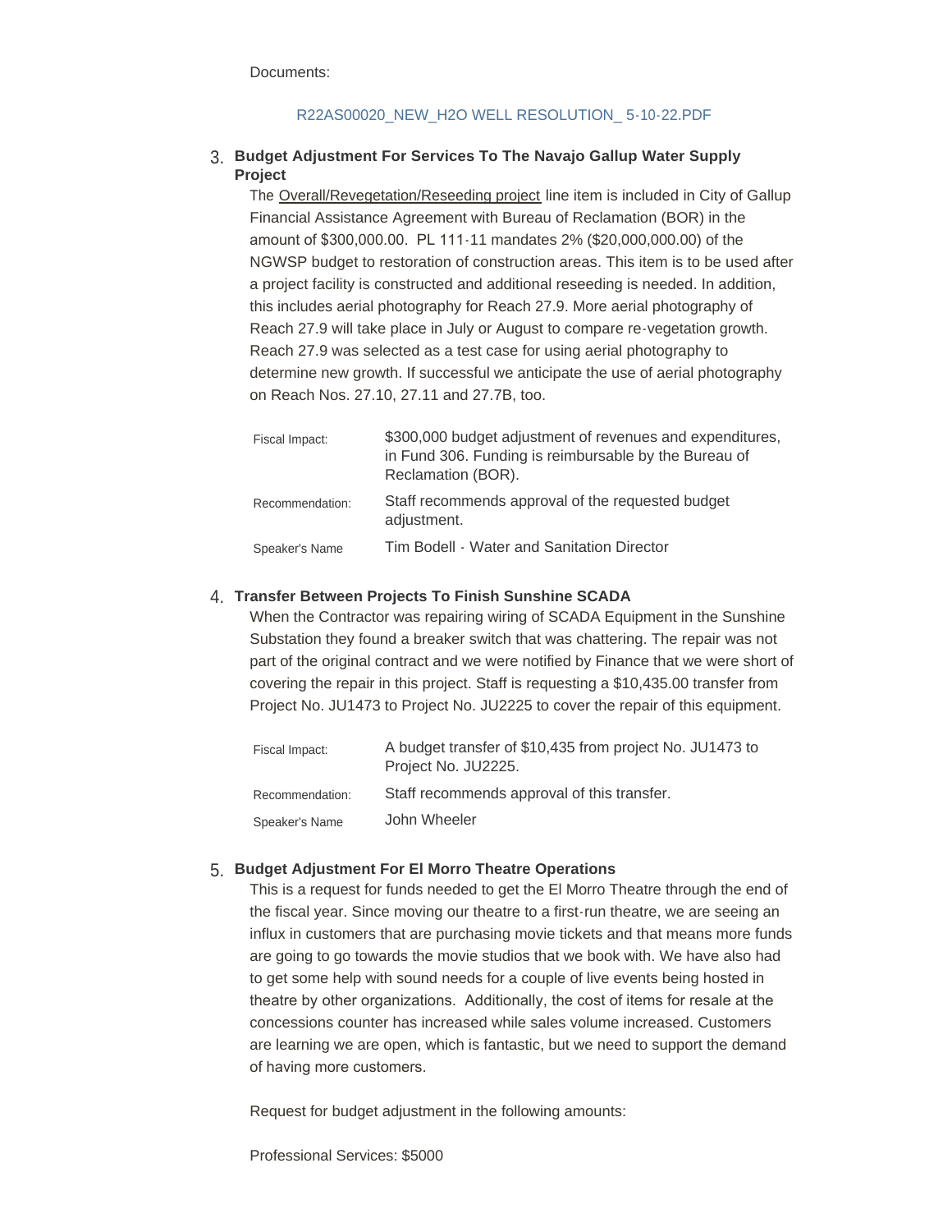Documents:

R22AS00020_NEW_H2O WELL RESOLUTION_ 5-10-22.PDF

3. **Budget Adjustment For Services To The Navajo Gallup Water Supply Project**

   The Overall/Revegetation/Reseeding project line item is included in City of Gallup Financial Assistance Agreement with Bureau of Reclamation (BOR) in the amount of $300,000.00. PL 111-11 mandates 2% ($20,000,000.00) of the NGWSP budget to restoration of construction areas. This item is to be used after a project facility is constructed and additional reseeding is needed. In addition, this includes aerial photography for Reach 27.9. More aerial photography of Reach 27.9 will take place in July or August to compare re-vegetation growth. Reach 27.9 was selected as a test case for using aerial photography to determine new growth. If successful we anticipate the use of aerial photography on Reach Nos. 27.10, 27.11 and 27.7B, too.

   | | |
   |---|---|
   | Fiscal Impact: | $300,000 budget adjustment of revenues and expenditures, in Fund 306. Funding is reimbursable by the Bureau of Reclamation (BOR). |
   | Recommendation: | Staff recommends approval of the requested budget adjustment. |
   | Speaker's Name | Tim Bodell - Water and Sanitation Director |

4. **Transfer Between Projects To Finish Sunshine SCADA**

   When the Contractor was repairing wiring of SCADA Equipment in the Sunshine Substation they found a breaker switch that was chattering. The repair was not part of the original contract and we were notified by Finance that we were short of covering the repair in this project. Staff is requesting a $10,435.00 transfer from Project No. JU1473 to Project No. JU2225 to cover the repair of this equipment.

   | | |
   |---|---|
   | Fiscal Impact: | A budget transfer of $10,435 from project No. JU1473 to Project No. JU2225. |
   | Recommendation: | Staff recommends approval of this transfer. |
   | Speaker's Name | John Wheeler |

5. **Budget Adjustment For El Morro Theatre Operations**

   This is a request for funds needed to get the El Morro Theatre through the end of the fiscal year. Since moving our theatre to a first-run theatre, we are seeing an influx in customers that are purchasing movie tickets and that means more funds are going to go towards the movie studios that we book with. We have also had to get some help with sound needs for a couple of live events being hosted in theatre by other organizations. Additionally, the cost of items for resale at the concessions counter has increased while sales volume increased. Customers are learning we are open, which is fantastic, but we need to support the demand of having more customers.

   Request for budget adjustment in the following amounts:

   Professional Services: $5000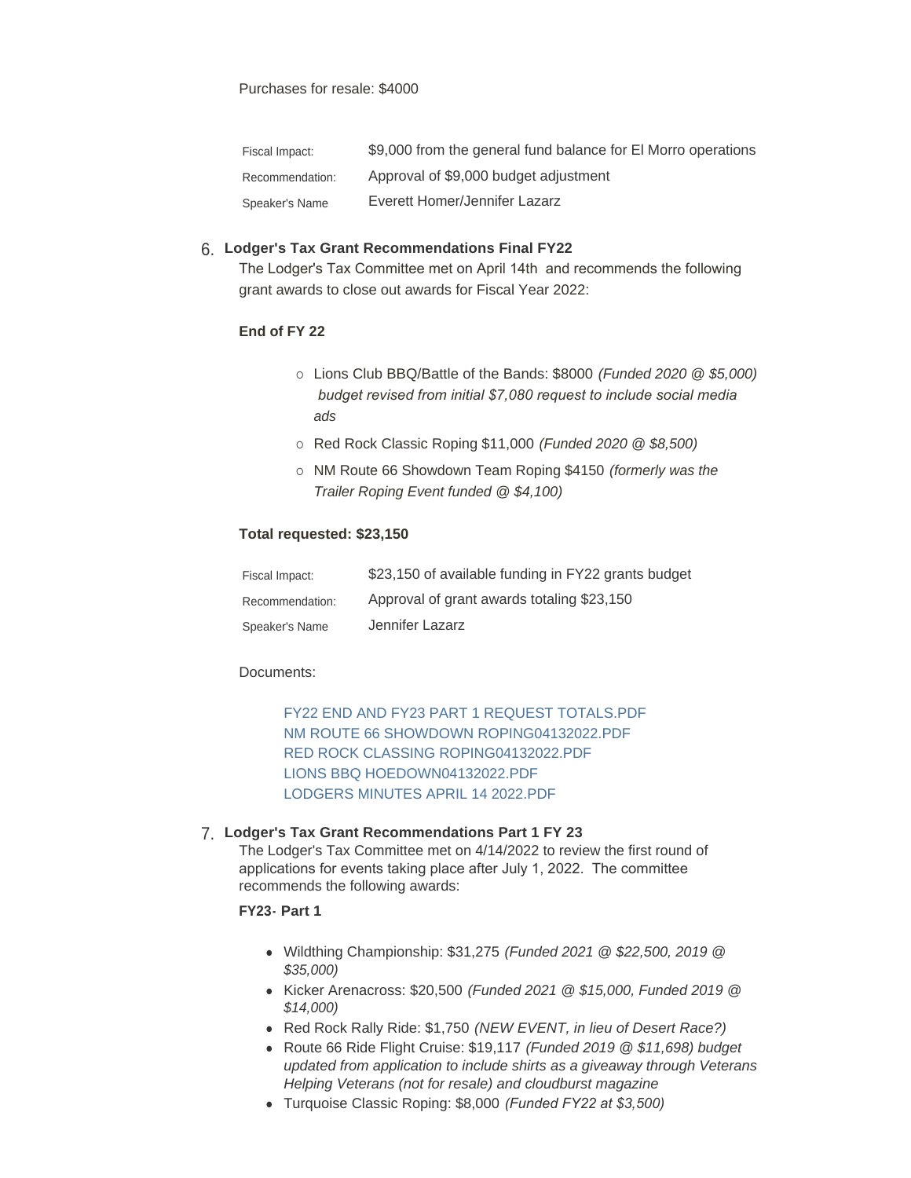Purchases for resale: $4000

| | |
|---|---|
| Fiscal Impact: | $9,000 from the general fund balance for El Morro operations |
| Recommendation: | Approval of $9,000 budget adjustment |
| Speaker's Name | Everett Homer/Jennifer Lazarz |

6. **Lodger's Tax Grant Recommendations Final FY22**

   The Lodger's Tax Committee met on April 14th and recommends the following grant awards to close out awards for Fiscal Year 2022:

   **End of FY 22**

   - Lions Club BBQ/Battle of the Bands: $8000 *(Funded 2020 @ $5,000) budget revised from initial $7,080 request to include social media ads*
   - Red Rock Classic Roping $11,000 *(Funded 2020 @ $8,500)*
   - NM Route 66 Showdown Team Roping $4150 *(formerly was the Trailer Roping Event funded @ $4,100)*

   **Total requested: $23,150**

   | | |
   |---|---|
   | Fiscal Impact: | $23,150 of available funding in FY22 grants budget |
   | Recommendation: | Approval of grant awards totaling $23,150 |
   | Speaker's Name | Jennifer Lazarz |

   Documents:

   FY22 END AND FY23 PART 1 REQUEST TOTALS.PDF
   NM ROUTE 66 SHOWDOWN ROPING04132022.PDF
   RED ROCK CLASSING ROPING04132022.PDF
   LIONS BBQ HOEDOWN04132022.PDF
   LODGERS MINUTES APRIL 14 2022.PDF

7. **Lodger's Tax Grant Recommendations Part 1 FY 23**

   The Lodger's Tax Committee met on 4/14/2022 to review the first round of applications for events taking place after July 1, 2022. The committee recommends the following awards:

   **FY23- Part 1**

   - Wildthing Championship: $31,275 *(Funded 2021 @ $22,500, 2019 @ $35,000)*
   - Kicker Arenacross: $20,500 *(Funded 2021 @ $15,000, Funded 2019 @ $14,000)*
   - Red Rock Rally Ride: $1,750 *(NEW EVENT, in lieu of Desert Race?)*
   - Route 66 Ride Flight Cruise: $19,117 *(Funded 2019 @ $11,698) budget updated from application to include shirts as a giveaway through Veterans Helping Veterans (not for resale) and cloudburst magazine*
   - Turquoise Classic Roping: $8,000 *(Funded FY22 at $3,500)*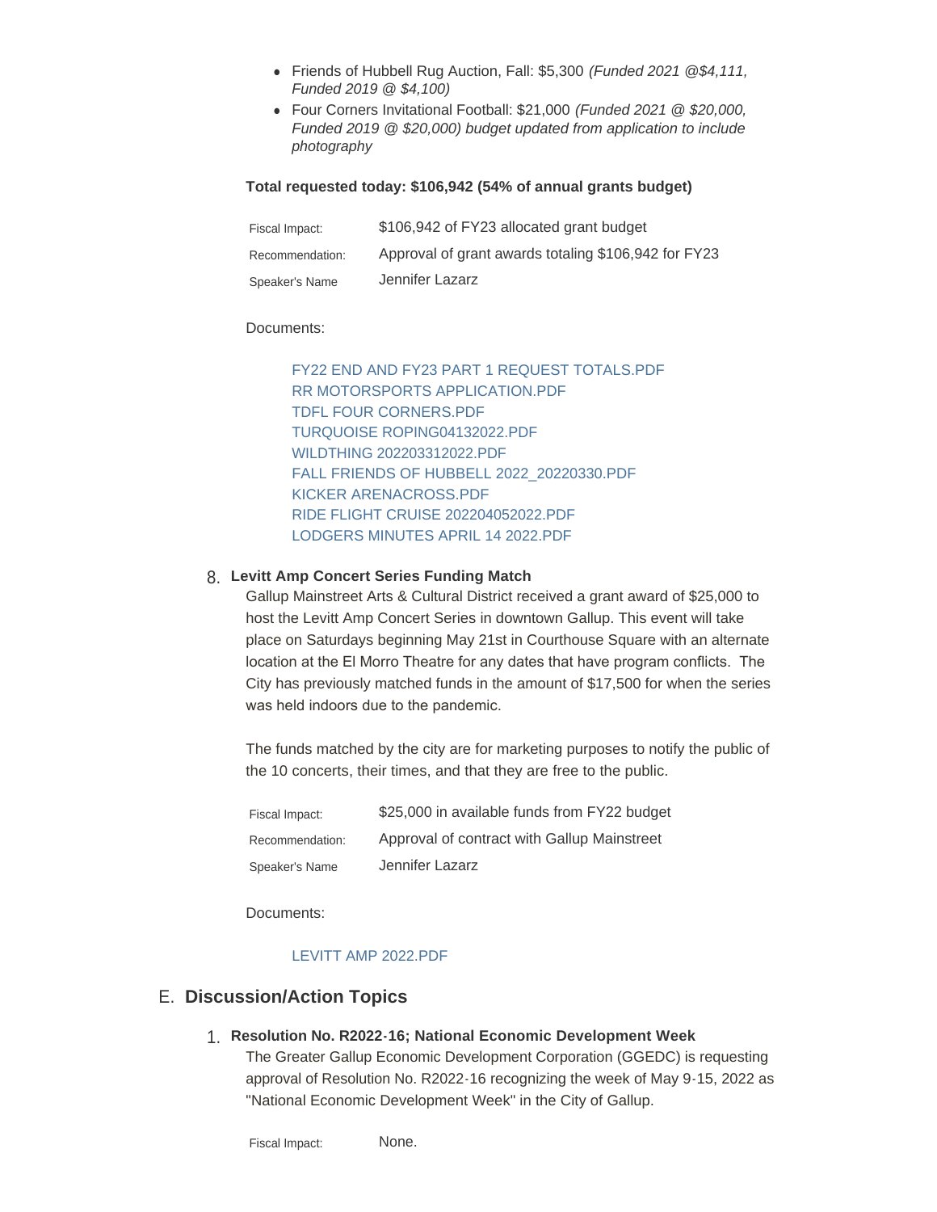- Friends of Hubbell Rug Auction, Fall: $5,300 *(Funded 2021 @$4,111, Funded 2019 @ $4,100)*
- Four Corners Invitational Football: $21,000 *(Funded 2021 @ $20,000, Funded 2019 @ $20,000) budget updated from application to include photography*

**Total requested today: $106,942 (54% of annual grants budget)**

| | |
|---|---|
| Fiscal Impact: | $106,942 of FY23 allocated grant budget |
| Recommendation: | Approval of grant awards totaling $106,942 for FY23 |
| Speaker's Name | Jennifer Lazarz |

Documents:

FY22 END AND FY23 PART 1 REQUEST TOTALS.PDF
RR MOTORSPORTS APPLICATION.PDF
TDFL FOUR CORNERS.PDF
TURQUOISE ROPING04132022.PDF
WILDTHING 202203312022.PDF
FALL FRIENDS OF HUBBELL 2022_20220330.PDF
KICKER ARENACROSS.PDF
RIDE FLIGHT CRUISE 202204052022.PDF
LODGERS MINUTES APRIL 14 2022.PDF

8. **Levitt Amp Concert Series Funding Match**

Gallup Mainstreet Arts & Cultural District received a grant award of $25,000 to host the Levitt Amp Concert Series in downtown Gallup. This event will take place on Saturdays beginning May 21st in Courthouse Square with an alternate location at the El Morro Theatre for any dates that have program conflicts. The City has previously matched funds in the amount of $17,500 for when the series was held indoors due to the pandemic.

The funds matched by the city are for marketing purposes to notify the public of the 10 concerts, their times, and that they are free to the public.

| | |
|---|---|
| Fiscal Impact: | $25,000 in available funds from FY22 budget |
| Recommendation: | Approval of contract with Gallup Mainstreet |
| Speaker's Name | Jennifer Lazarz |

Documents:

LEVITT AMP 2022.PDF

## E. Discussion/Action Topics

1. **Resolution No. R2022-16; National Economic Development Week**

The Greater Gallup Economic Development Corporation (GGEDC) is requesting approval of Resolution No. R2022-16 recognizing the week of May 9-15, 2022 as "National Economic Development Week" in the City of Gallup.

| | |
|---|---|
| Fiscal Impact: | None. |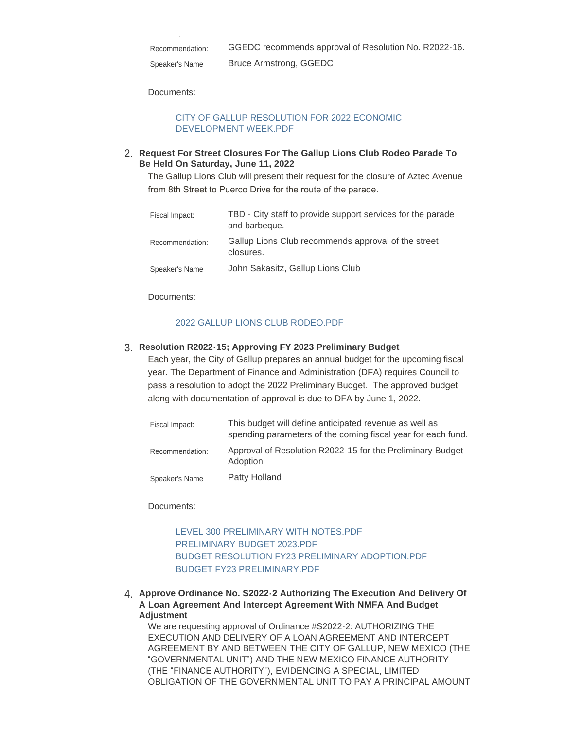| | |
|---|---|
| Recommendation: | GGEDC recommends approval of Resolution No. R2022-16. |
| Speaker's Name | Bruce Armstrong, GGEDC |

Documents:

CITY OF GALLUP RESOLUTION FOR 2022 ECONOMIC DEVELOPMENT WEEK.PDF

2. **Request For Street Closures For The Gallup Lions Club Rodeo Parade To Be Held On Saturday, June 11, 2022**

   The Gallup Lions Club will present their request for the closure of Aztec Avenue from 8th Street to Puerco Drive for the route of the parade.

| | |
|---|---|
| Fiscal Impact: | TBD - City staff to provide support services for the parade and barbeque. |
| Recommendation: | Gallup Lions Club recommends approval of the street closures. |
| Speaker's Name | John Sakasitz, Gallup Lions Club |

Documents:

2022 GALLUP LIONS CLUB RODEO.PDF

3. **Resolution R2022-15; Approving FY 2023 Preliminary Budget**

   Each year, the City of Gallup prepares an annual budget for the upcoming fiscal year. The Department of Finance and Administration (DFA) requires Council to pass a resolution to adopt the 2022 Preliminary Budget. The approved budget along with documentation of approval is due to DFA by June 1, 2022.

| | |
|---|---|
| Fiscal Impact: | This budget will define anticipated revenue as well as spending parameters of the coming fiscal year for each fund. |
| Recommendation: | Approval of Resolution R2022-15 for the Preliminary Budget Adoption |
| Speaker's Name | Patty Holland |

Documents:

LEVEL 300 PRELIMINARY WITH NOTES.PDF
PRELIMINARY BUDGET 2023.PDF
BUDGET RESOLUTION FY23 PRELIMINARY ADOPTION.PDF
BUDGET FY23 PRELIMINARY.PDF

4. **Approve Ordinance No. S2022-2 Authorizing The Execution And Delivery Of A Loan Agreement And Intercept Agreement With NMFA And Budget Adjustment**

   We are requesting approval of Ordinance #S2022-2: AUTHORIZING THE EXECUTION AND DELIVERY OF A LOAN AGREEMENT AND INTERCEPT AGREEMENT BY AND BETWEEN THE CITY OF GALLUP, NEW MEXICO (THE "GOVERNMENTAL UNIT") AND THE NEW MEXICO FINANCE AUTHORITY (THE "FINANCE AUTHORITY"), EVIDENCING A SPECIAL, LIMITED OBLIGATION OF THE GOVERNMENTAL UNIT TO PAY A PRINCIPAL AMOUNT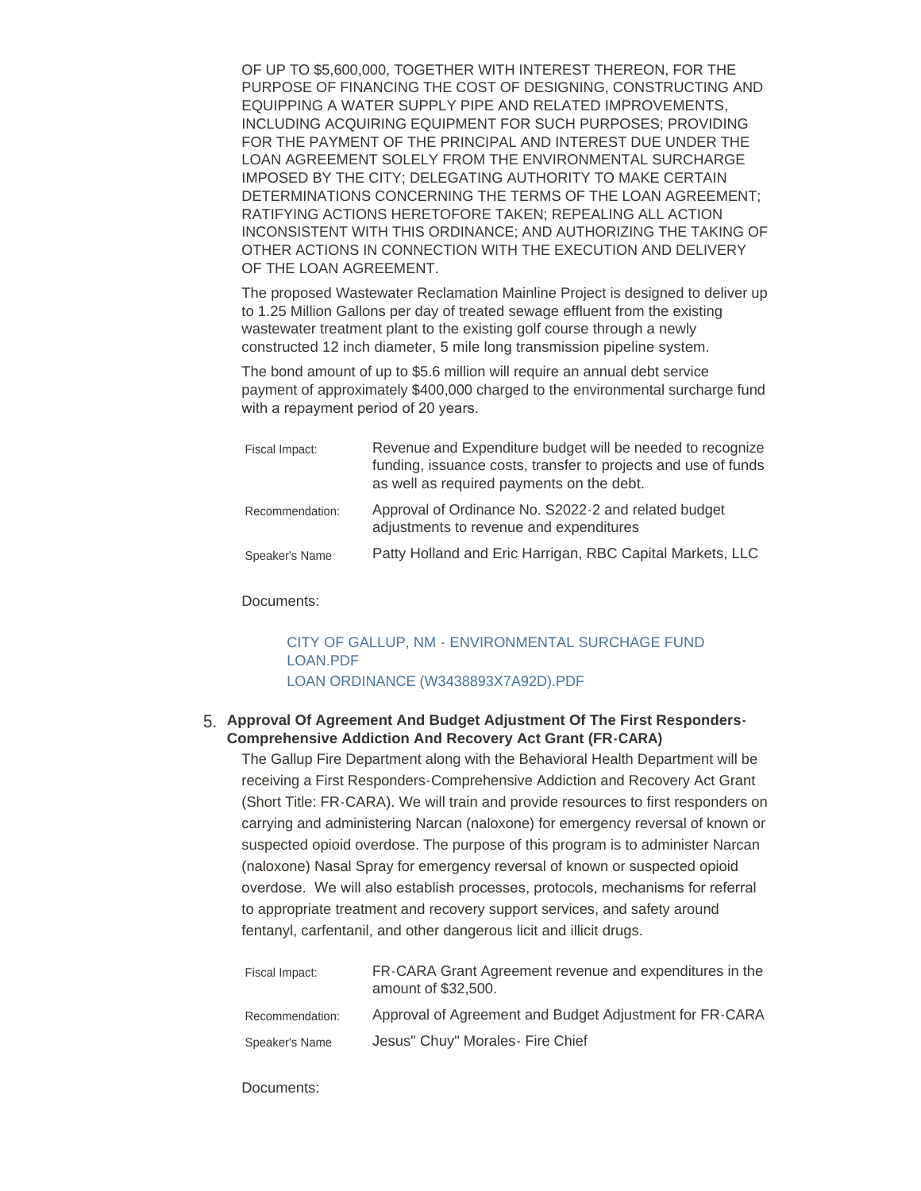OF UP TO $5,600,000, TOGETHER WITH INTEREST THEREON, FOR THE PURPOSE OF FINANCING THE COST OF DESIGNING, CONSTRUCTING AND EQUIPPING A WATER SUPPLY PIPE AND RELATED IMPROVEMENTS, INCLUDING ACQUIRING EQUIPMENT FOR SUCH PURPOSES; PROVIDING FOR THE PAYMENT OF THE PRINCIPAL AND INTEREST DUE UNDER THE LOAN AGREEMENT SOLELY FROM THE ENVIRONMENTAL SURCHARGE IMPOSED BY THE CITY; DELEGATING AUTHORITY TO MAKE CERTAIN DETERMINATIONS CONCERNING THE TERMS OF THE LOAN AGREEMENT; RATIFYING ACTIONS HERETOFORE TAKEN; REPEALING ALL ACTION INCONSISTENT WITH THIS ORDINANCE; AND AUTHORIZING THE TAKING OF OTHER ACTIONS IN CONNECTION WITH THE EXECUTION AND DELIVERY OF THE LOAN AGREEMENT.

The proposed Wastewater Reclamation Mainline Project is designed to deliver up to 1.25 Million Gallons per day of treated sewage effluent from the existing wastewater treatment plant to the existing golf course through a newly constructed 12 inch diameter, 5 mile long transmission pipeline system.

The bond amount of up to $5.6 million will require an annual debt service payment of approximately $400,000 charged to the environmental surcharge fund with a repayment period of 20 years.

| | |
|---|---|
| Fiscal Impact: | Revenue and Expenditure budget will be needed to recognize funding, issuance costs, transfer to projects and use of funds as well as required payments on the debt. |
| Recommendation: | Approval of Ordinance No. S2022-2 and related budget adjustments to revenue and expenditures |
| Speaker's Name | Patty Holland and Eric Harrigan, RBC Capital Markets, LLC |

Documents:

CITY OF GALLUP, NM - ENVIRONMENTAL SURCHAGE FUND LOAN.PDF
LOAN ORDINANCE (W3438893X7A92D).PDF

5. **Approval Of Agreement And Budget Adjustment Of The First Responders-Comprehensive Addiction And Recovery Act Grant (FR-CARA)**

The Gallup Fire Department along with the Behavioral Health Department will be receiving a First Responders-Comprehensive Addiction and Recovery Act Grant (Short Title: FR-CARA). We will train and provide resources to first responders on carrying and administering Narcan (naloxone) for emergency reversal of known or suspected opioid overdose. The purpose of this program is to administer Narcan (naloxone) Nasal Spray for emergency reversal of known or suspected opioid overdose. We will also establish processes, protocols, mechanisms for referral to appropriate treatment and recovery support services, and safety around fentanyl, carfentanil, and other dangerous licit and illicit drugs.

| | |
|---|---|
| Fiscal Impact: | FR-CARA Grant Agreement revenue and expenditures in the amount of $32,500. |
| Recommendation: | Approval of Agreement and Budget Adjustment for FR-CARA |
| Speaker's Name | Jesus" Chuy" Morales- Fire Chief |

Documents: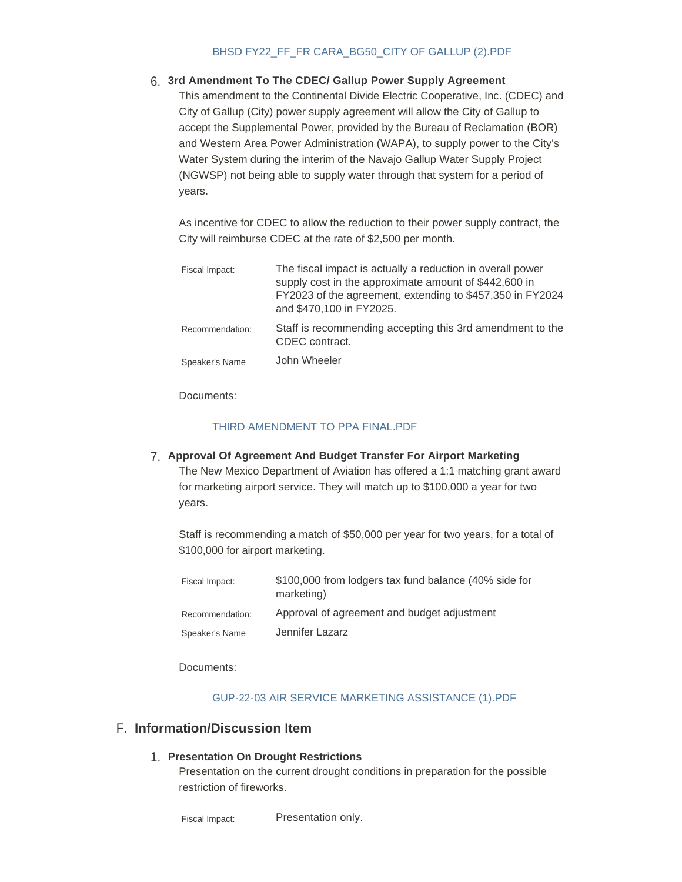BHSD FY22_FF_FR CARA_BG50_CITY OF GALLUP (2).PDF

6. **3rd Amendment To The CDEC/ Gallup Power Supply Agreement**

   This amendment to the Continental Divide Electric Cooperative, Inc. (CDEC) and City of Gallup (City) power supply agreement will allow the City of Gallup to accept the Supplemental Power, provided by the Bureau of Reclamation (BOR) and Western Area Power Administration (WAPA), to supply power to the City's Water System during the interim of the Navajo Gallup Water Supply Project (NGWSP) not being able to supply water through that system for a period of years.

   As incentive for CDEC to allow the reduction to their power supply contract, the City will reimburse CDEC at the rate of $2,500 per month.

| | |
|---|---|
| Fiscal Impact: | The fiscal impact is actually a reduction in overall power supply cost in the approximate amount of $442,600 in FY2023 of the agreement, extending to $457,350 in FY2024 and $470,100 in FY2025. |
| Recommendation: | Staff is recommending accepting this 3rd amendment to the CDEC contract. |
| Speaker's Name | John Wheeler |

   Documents:

   THIRD AMENDMENT TO PPA FINAL.PDF

7. **Approval Of Agreement And Budget Transfer For Airport Marketing**

   The New Mexico Department of Aviation has offered a 1:1 matching grant award for marketing airport service. They will match up to $100,000 a year for two years.

   Staff is recommending a match of $50,000 per year for two years, for a total of $100,000 for airport marketing.

| | |
|---|---|
| Fiscal Impact: | $100,000 from lodgers tax fund balance (40% side for marketing) |
| Recommendation: | Approval of agreement and budget adjustment |
| Speaker's Name | Jennifer Lazarz |

   Documents:

   GUP-22-03 AIR SERVICE MARKETING ASSISTANCE (1).PDF

## F. Information/Discussion Item

1. **Presentation On Drought Restrictions**

   Presentation on the current drought conditions in preparation for the possible restriction of fireworks.

| | |
|---|---|
| Fiscal Impact: | Presentation only. |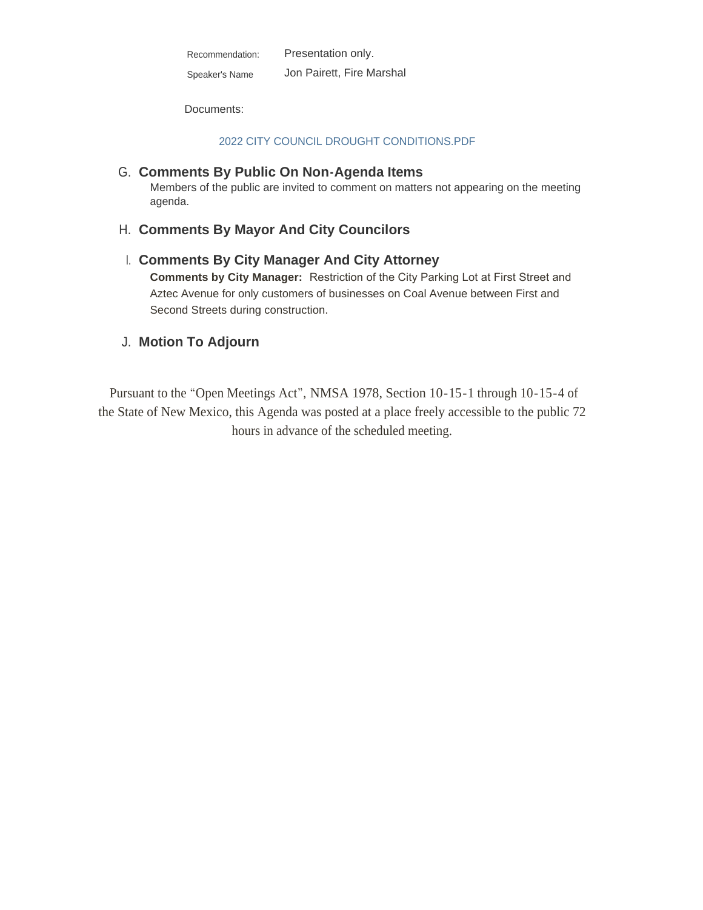Recommendation: Presentation only.

Speaker's Name Jon Pairett, Fire Marshal

Documents:

2022 CITY COUNCIL DROUGHT CONDITIONS.PDF

## G. Comments By Public On Non-Agenda Items

Members of the public are invited to comment on matters not appearing on the meeting agenda.

## H. Comments By Mayor And City Councilors

## I. Comments By City Manager And City Attorney

**Comments by City Manager:** Restriction of the City Parking Lot at First Street and Aztec Avenue for only customers of businesses on Coal Avenue between First and Second Streets during construction.

## J. Motion To Adjourn

Pursuant to the "Open Meetings Act", NMSA 1978, Section 10-15-1 through 10-15-4 of the State of New Mexico, this Agenda was posted at a place freely accessible to the public 72 hours in advance of the scheduled meeting.